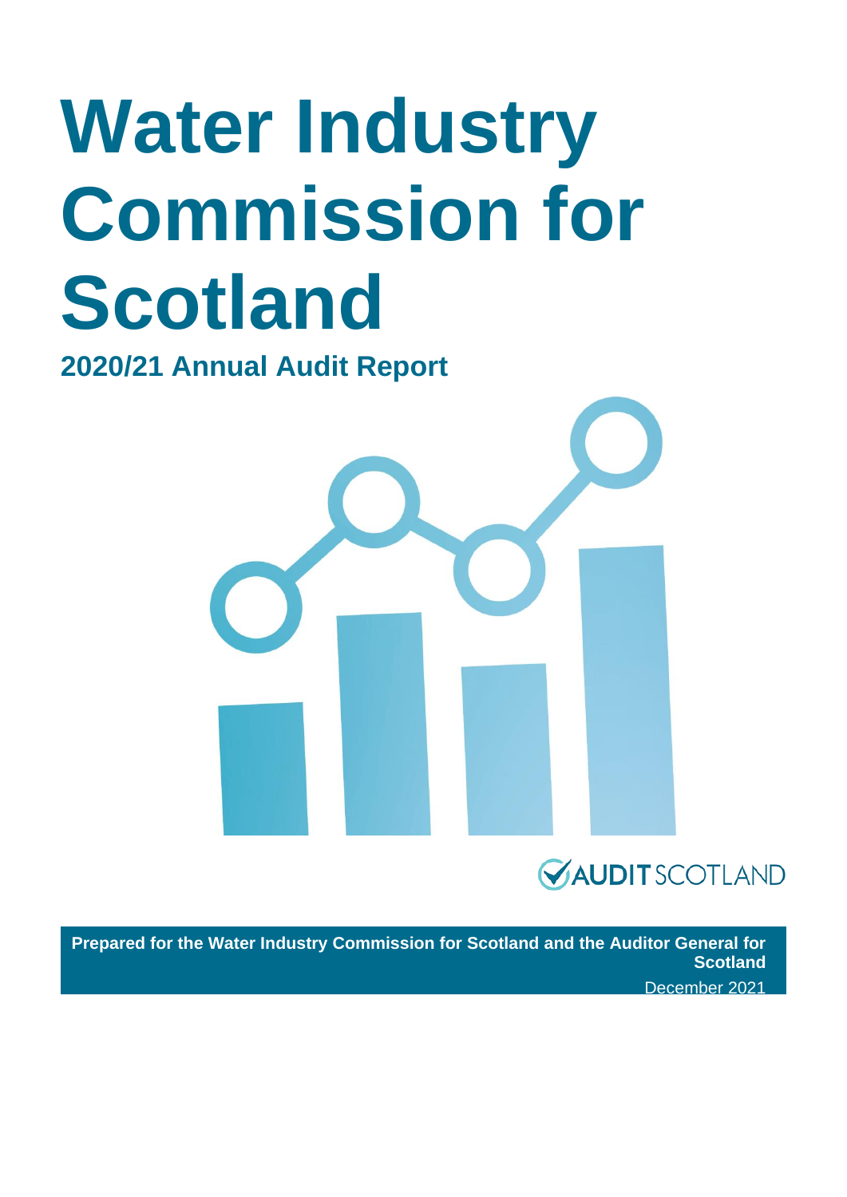# Water Industry Commission for Scotland

## 2020/21 Annual Audit Report

AUDIT SCOTLAND

**Prepared for the Water Industry Commission for Scotland and the Auditor General for Scotland**

December 2021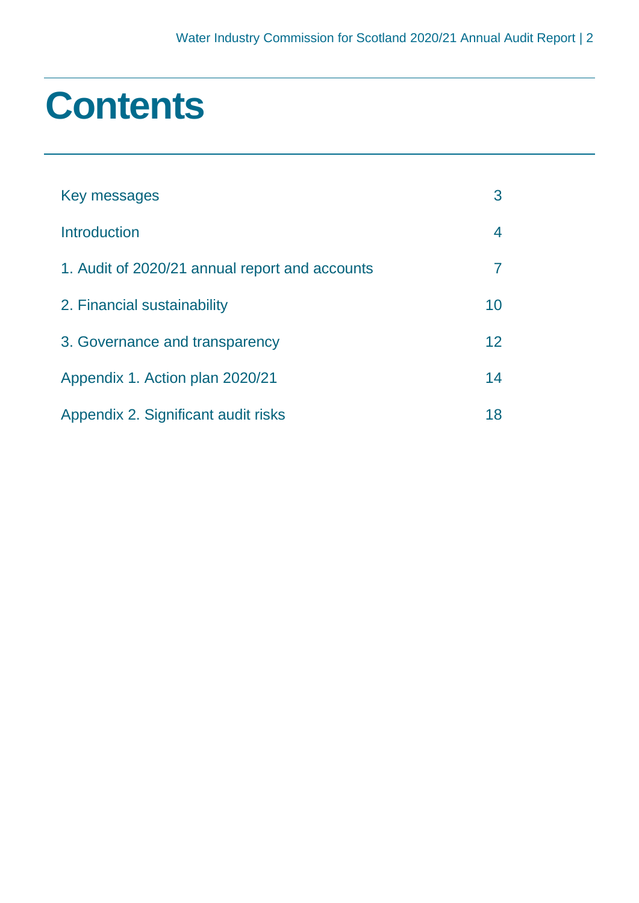# Contents

| | |
|---|---|
| Key messages | 3 |
| Introduction | 4 |
| 1. Audit of 2020/21 annual report and accounts | 7 |
| 2. Financial sustainability | 10 |
| 3. Governance and transparency | 12 |
| Appendix 1. Action plan 2020/21 | 14 |
| Appendix 2. Significant audit risks | 18 |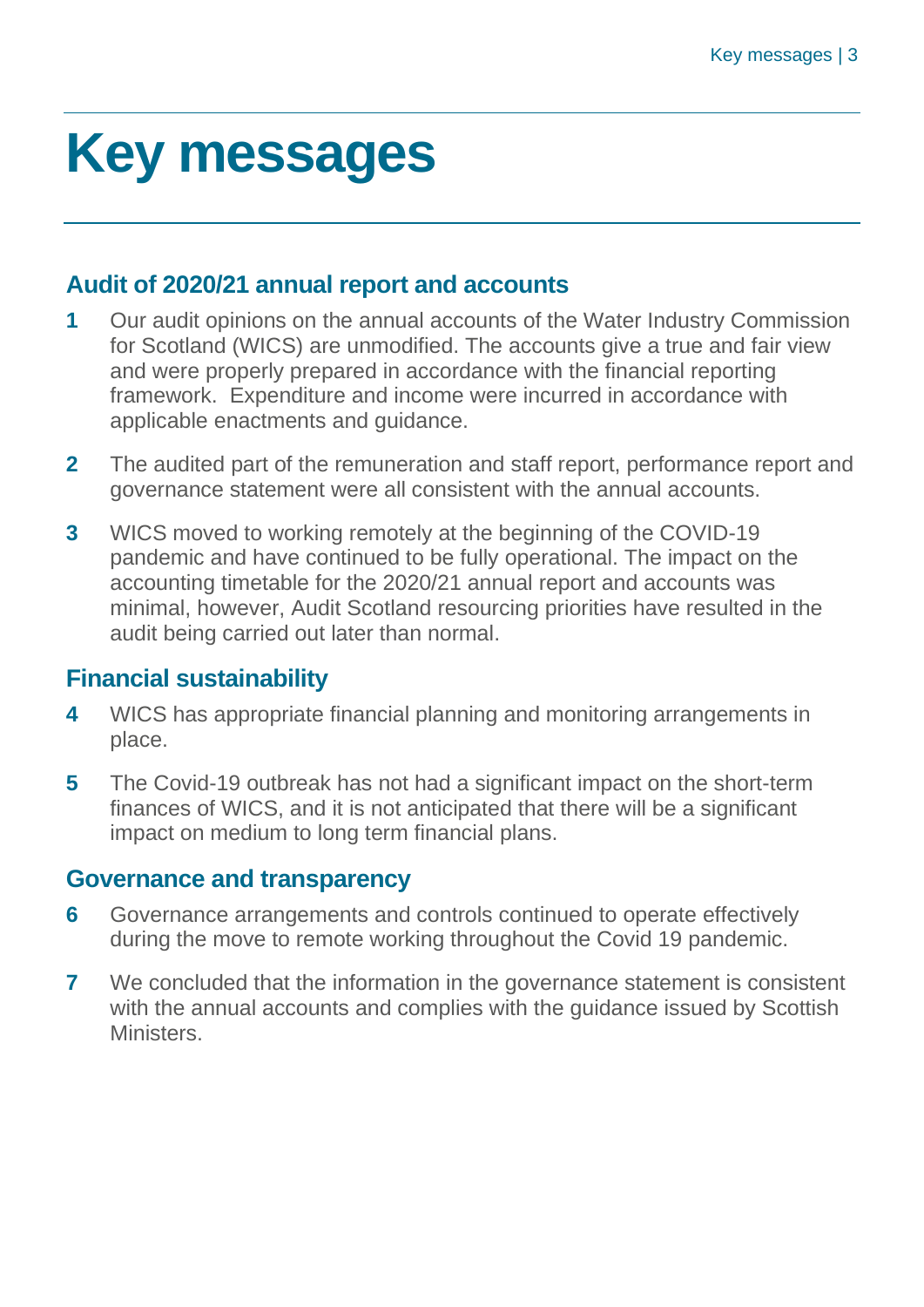# Key messages

## Audit of 2020/21 annual report and accounts

1. Our audit opinions on the annual accounts of the Water Industry Commission for Scotland (WICS) are unmodified. The accounts give a true and fair view and were properly prepared in accordance with the financial reporting framework. Expenditure and income were incurred in accordance with applicable enactments and guidance.

2. The audited part of the remuneration and staff report, performance report and governance statement were all consistent with the annual accounts.

3. WICS moved to working remotely at the beginning of the COVID-19 pandemic and have continued to be fully operational. The impact on the accounting timetable for the 2020/21 annual report and accounts was minimal, however, Audit Scotland resourcing priorities have resulted in the audit being carried out later than normal.

## Financial sustainability

4. WICS has appropriate financial planning and monitoring arrangements in place.

5. The Covid-19 outbreak has not had a significant impact on the short-term finances of WICS, and it is not anticipated that there will be a significant impact on medium to long term financial plans.

## Governance and transparency

6. Governance arrangements and controls continued to operate effectively during the move to remote working throughout the Covid 19 pandemic.

7. We concluded that the information in the governance statement is consistent with the annual accounts and complies with the guidance issued by Scottish Ministers.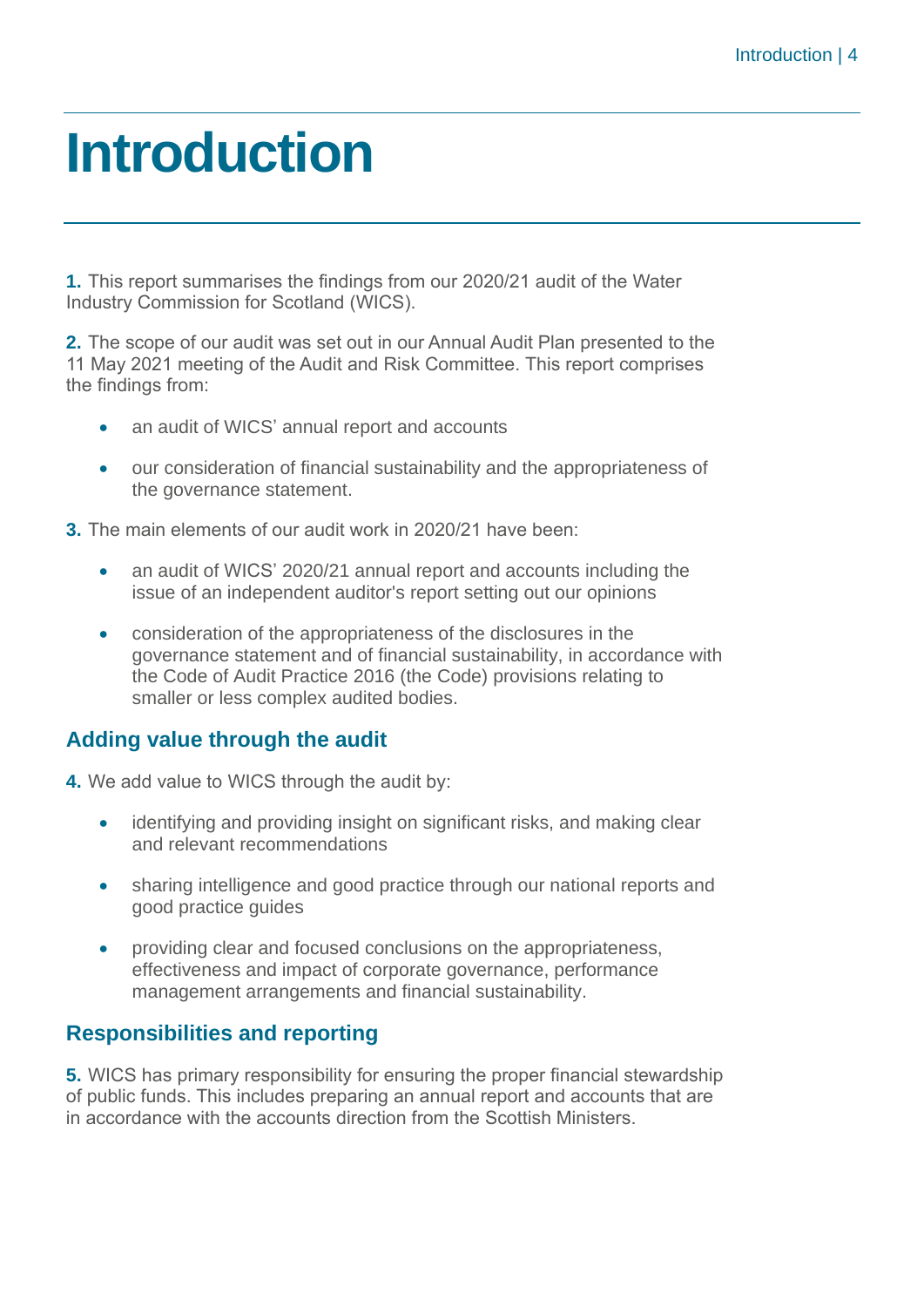# Introduction

**1.** This report summarises the findings from our 2020/21 audit of the Water Industry Commission for Scotland (WICS).

**2.** The scope of our audit was set out in our Annual Audit Plan presented to the 11 May 2021 meeting of the Audit and Risk Committee. This report comprises the findings from:

- an audit of WICS' annual report and accounts
- our consideration of financial sustainability and the appropriateness of the governance statement.

**3.** The main elements of our audit work in 2020/21 have been:

- an audit of WICS' 2020/21 annual report and accounts including the issue of an independent auditor's report setting out our opinions
- consideration of the appropriateness of the disclosures in the governance statement and of financial sustainability, in accordance with the Code of Audit Practice 2016 (the Code) provisions relating to smaller or less complex audited bodies.

## Adding value through the audit

**4.** We add value to WICS through the audit by:

- identifying and providing insight on significant risks, and making clear and relevant recommendations
- sharing intelligence and good practice through our national reports and good practice guides
- providing clear and focused conclusions on the appropriateness, effectiveness and impact of corporate governance, performance management arrangements and financial sustainability.

## Responsibilities and reporting

**5.** WICS has primary responsibility for ensuring the proper financial stewardship of public funds. This includes preparing an annual report and accounts that are in accordance with the accounts direction from the Scottish Ministers.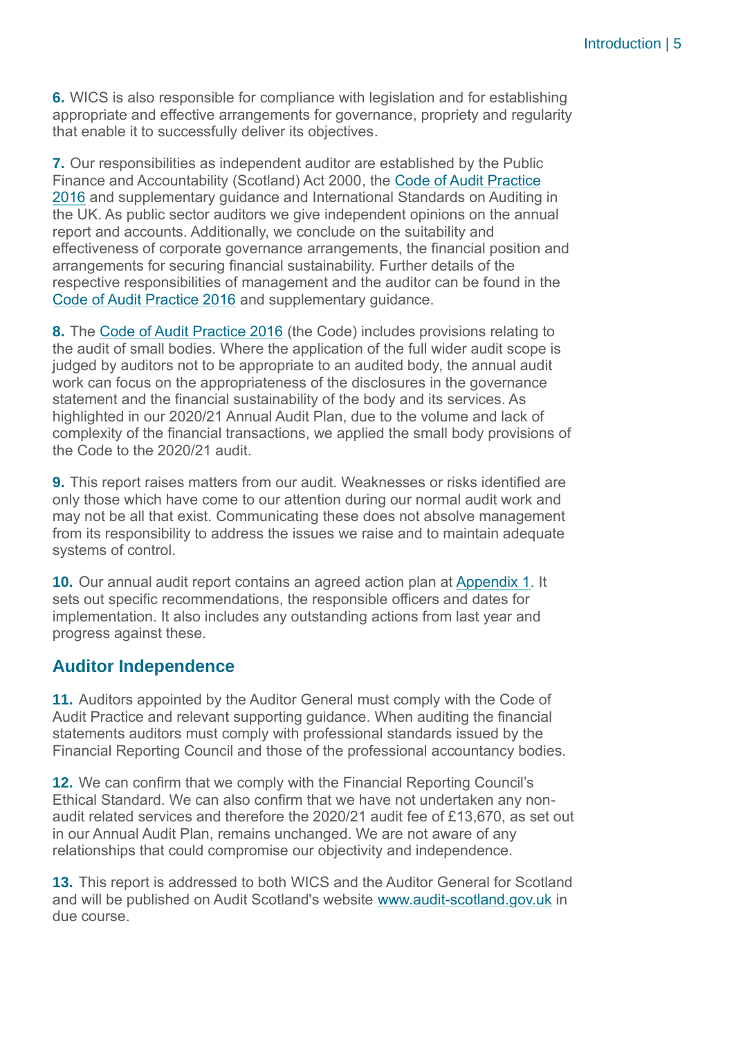**6.** WICS is also responsible for compliance with legislation and for establishing appropriate and effective arrangements for governance, propriety and regularity that enable it to successfully deliver its objectives.

**7.** Our responsibilities as independent auditor are established by the Public Finance and Accountability (Scotland) Act 2000, the Code of Audit Practice 2016 and supplementary guidance and International Standards on Auditing in the UK. As public sector auditors we give independent opinions on the annual report and accounts. Additionally, we conclude on the suitability and effectiveness of corporate governance arrangements, the financial position and arrangements for securing financial sustainability. Further details of the respective responsibilities of management and the auditor can be found in the Code of Audit Practice 2016 and supplementary guidance.

**8.** The Code of Audit Practice 2016 (the Code) includes provisions relating to the audit of small bodies. Where the application of the full wider audit scope is judged by auditors not to be appropriate to an audited body, the annual audit work can focus on the appropriateness of the disclosures in the governance statement and the financial sustainability of the body and its services. As highlighted in our 2020/21 Annual Audit Plan, due to the volume and lack of complexity of the financial transactions, we applied the small body provisions of the Code to the 2020/21 audit.

**9.** This report raises matters from our audit. Weaknesses or risks identified are only those which have come to our attention during our normal audit work and may not be all that exist. Communicating these does not absolve management from its responsibility to address the issues we raise and to maintain adequate systems of control.

**10.** Our annual audit report contains an agreed action plan at Appendix 1. It sets out specific recommendations, the responsible officers and dates for implementation. It also includes any outstanding actions from last year and progress against these.

## Auditor Independence

**11.** Auditors appointed by the Auditor General must comply with the Code of Audit Practice and relevant supporting guidance. When auditing the financial statements auditors must comply with professional standards issued by the Financial Reporting Council and those of the professional accountancy bodies.

**12.** We can confirm that we comply with the Financial Reporting Council's Ethical Standard. We can also confirm that we have not undertaken any non-audit related services and therefore the 2020/21 audit fee of £13,670, as set out in our Annual Audit Plan, remains unchanged. We are not aware of any relationships that could compromise our objectivity and independence.

**13.** This report is addressed to both WICS and the Auditor General for Scotland and will be published on Audit Scotland's website www.audit-scotland.gov.uk in due course.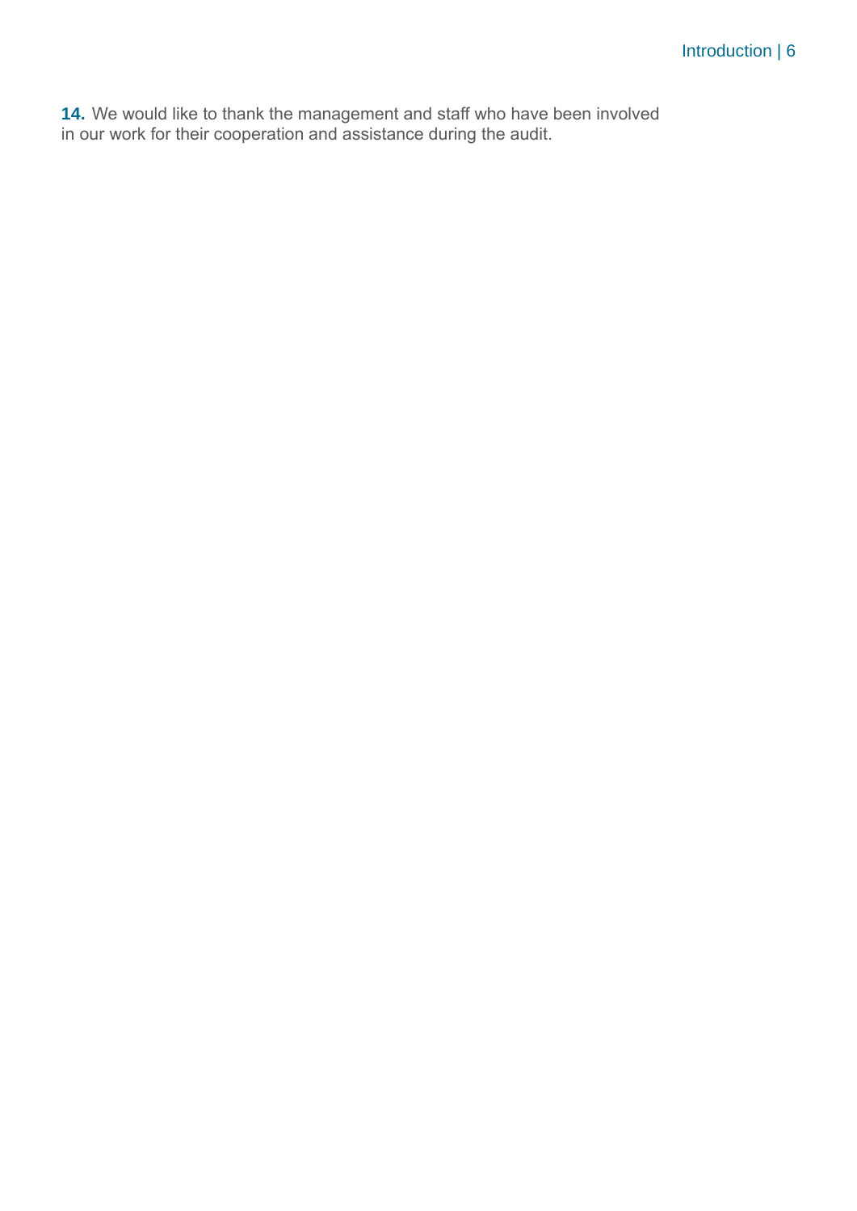**14.** We would like to thank the management and staff who have been involved in our work for their cooperation and assistance during the audit.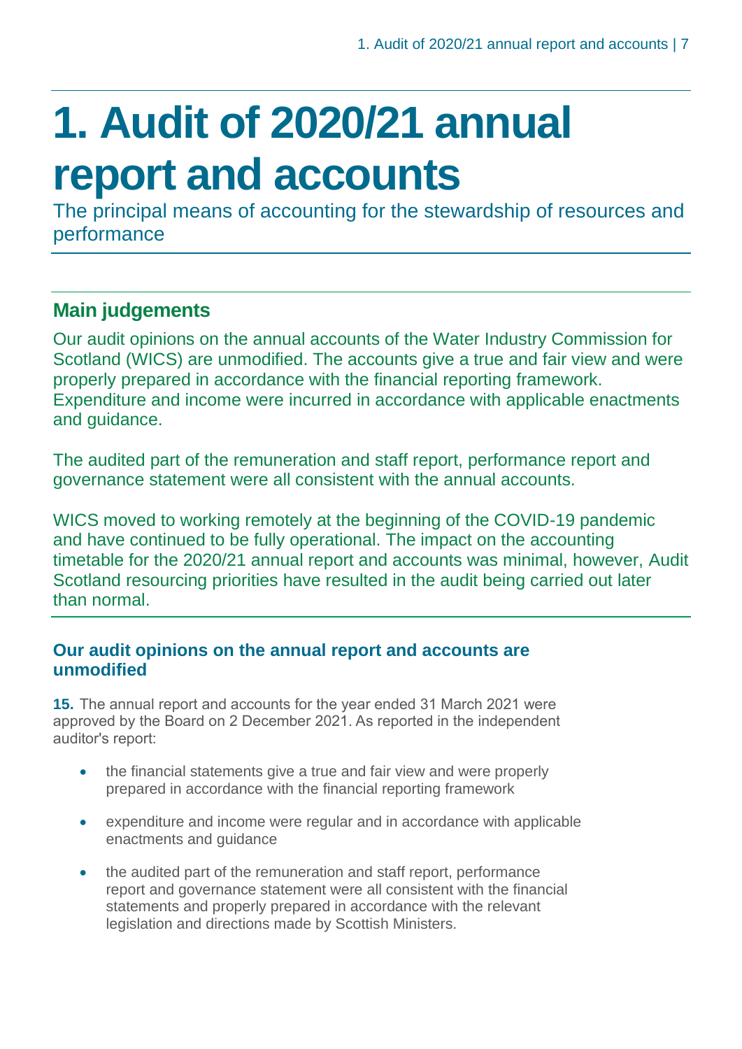# 1. Audit of 2020/21 annual report and accounts

The principal means of accounting for the stewardship of resources and performance

## Main judgements

Our audit opinions on the annual accounts of the Water Industry Commission for Scotland (WICS) are unmodified. The accounts give a true and fair view and were properly prepared in accordance with the financial reporting framework. Expenditure and income were incurred in accordance with applicable enactments and guidance.

The audited part of the remuneration and staff report, performance report and governance statement were all consistent with the annual accounts.

WICS moved to working remotely at the beginning of the COVID-19 pandemic and have continued to be fully operational. The impact on the accounting timetable for the 2020/21 annual report and accounts was minimal, however, Audit Scotland resourcing priorities have resulted in the audit being carried out later than normal.

### Our audit opinions on the annual report and accounts are unmodified

**15.** The annual report and accounts for the year ended 31 March 2021 were approved by the Board on 2 December 2021. As reported in the independent auditor's report:

- the financial statements give a true and fair view and were properly prepared in accordance with the financial reporting framework
- expenditure and income were regular and in accordance with applicable enactments and guidance
- the audited part of the remuneration and staff report, performance report and governance statement were all consistent with the financial statements and properly prepared in accordance with the relevant legislation and directions made by Scottish Ministers.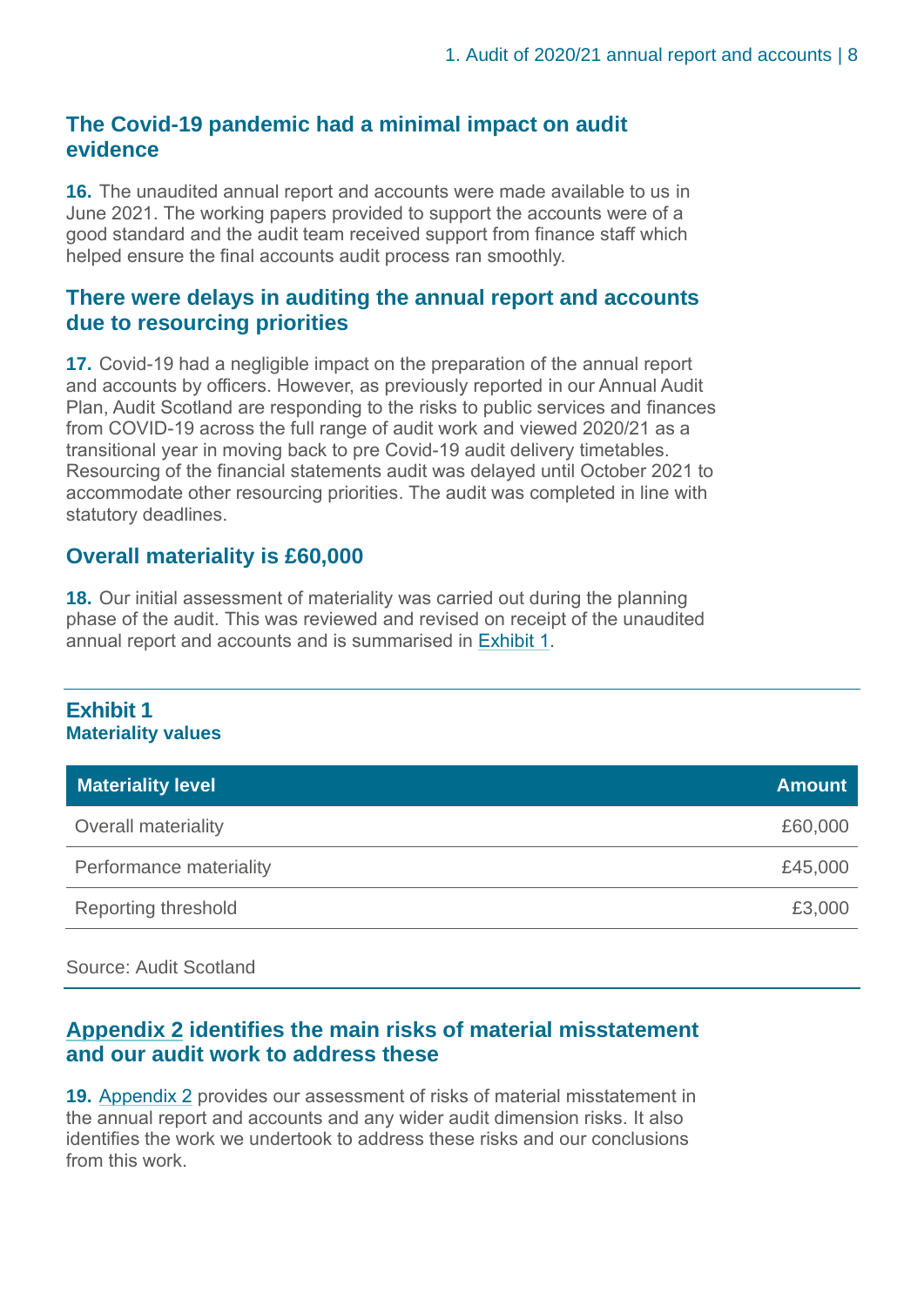## The Covid-19 pandemic had a minimal impact on audit evidence

**16.** The unaudited annual report and accounts were made available to us in June 2021. The working papers provided to support the accounts were of a good standard and the audit team received support from finance staff which helped ensure the final accounts audit process ran smoothly.

## There were delays in auditing the annual report and accounts due to resourcing priorities

**17.** Covid-19 had a negligible impact on the preparation of the annual report and accounts by officers. However, as previously reported in our Annual Audit Plan, Audit Scotland are responding to the risks to public services and finances from COVID-19 across the full range of audit work and viewed 2020/21 as a transitional year in moving back to pre Covid-19 audit delivery timetables. Resourcing of the financial statements audit was delayed until October 2021 to accommodate other resourcing priorities. The audit was completed in line with statutory deadlines.

## Overall materiality is £60,000

**18.** Our initial assessment of materiality was carried out during the planning phase of the audit. This was reviewed and revised on receipt of the unaudited annual report and accounts and is summarised in Exhibit 1.

**Exhibit 1**
**Materiality values**

| Materiality level | Amount |
|---|---|
| Overall materiality | £60,000 |
| Performance materiality | £45,000 |
| Reporting threshold | £3,000 |

Source: Audit Scotland

## Appendix 2 identifies the main risks of material misstatement and our audit work to address these

**19.** Appendix 2 provides our assessment of risks of material misstatement in the annual report and accounts and any wider audit dimension risks. It also identifies the work we undertook to address these risks and our conclusions from this work.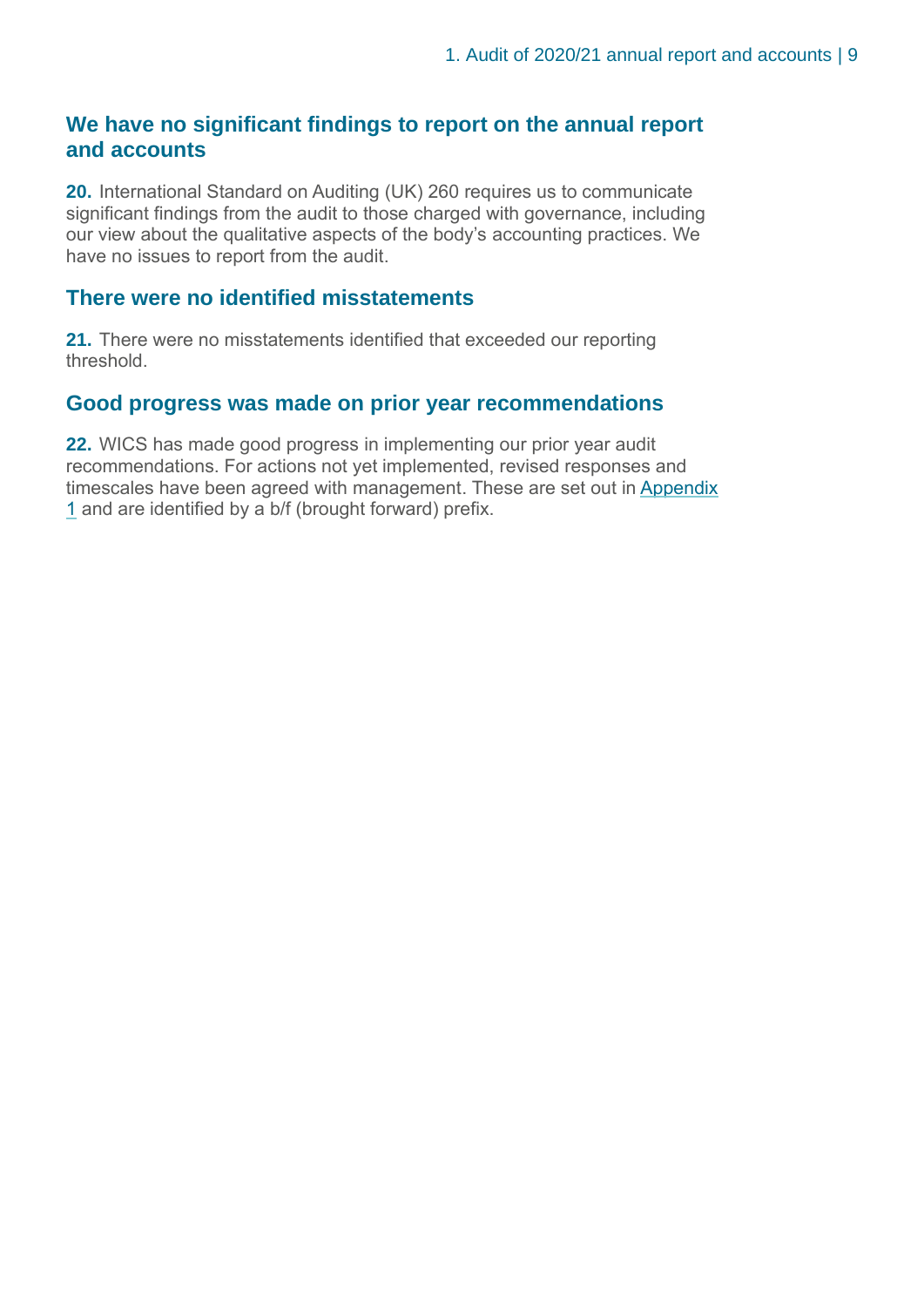## We have no significant findings to report on the annual report and accounts

**20.** International Standard on Auditing (UK) 260 requires us to communicate significant findings from the audit to those charged with governance, including our view about the qualitative aspects of the body's accounting practices. We have no issues to report from the audit.

## There were no identified misstatements

**21.** There were no misstatements identified that exceeded our reporting threshold.

## Good progress was made on prior year recommendations

**22.** WICS has made good progress in implementing our prior year audit recommendations. For actions not yet implemented, revised responses and timescales have been agreed with management. These are set out in Appendix 1 and are identified by a b/f (brought forward) prefix.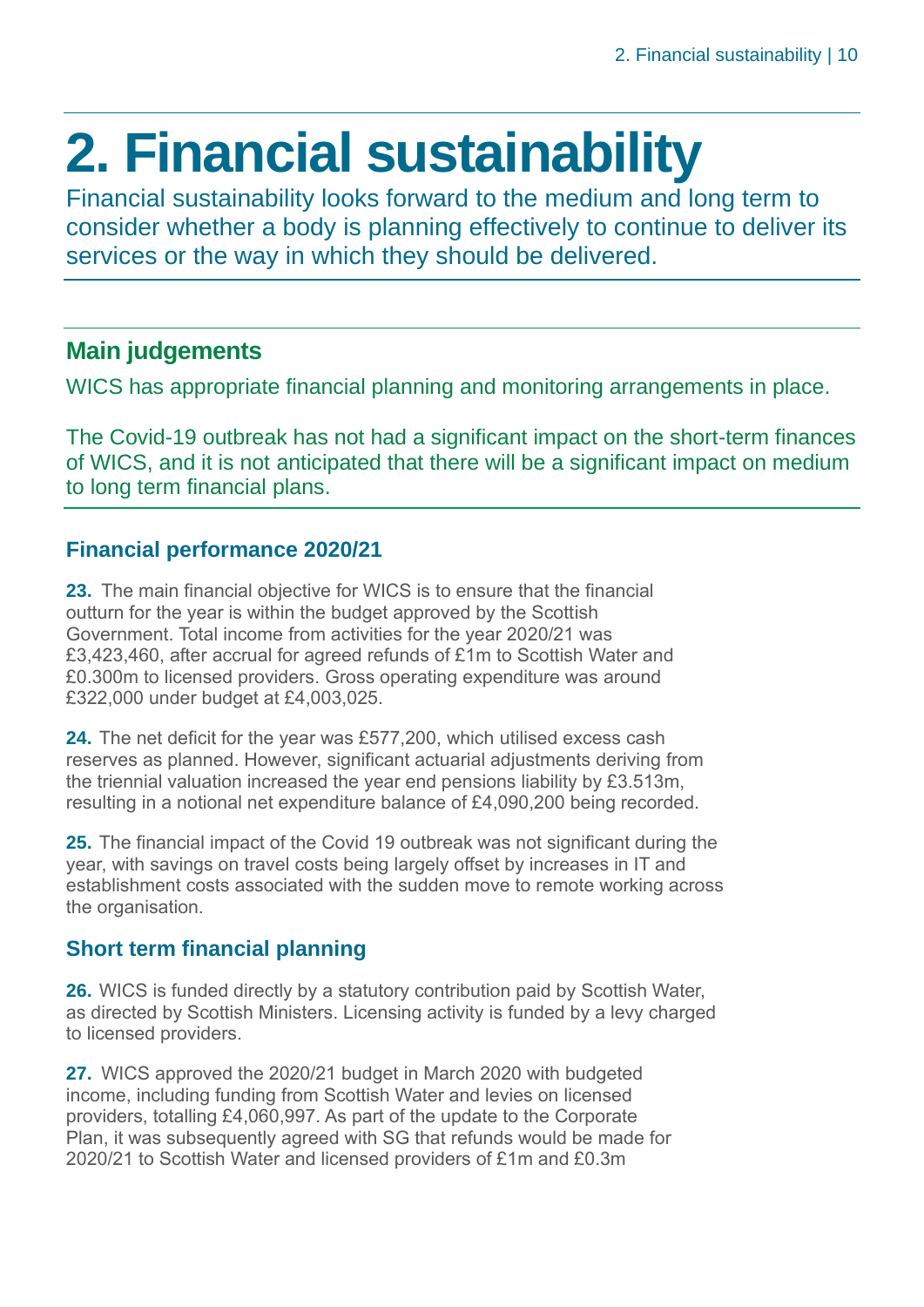# 2. Financial sustainability

Financial sustainability looks forward to the medium and long term to consider whether a body is planning effectively to continue to deliver its services or the way in which they should be delivered.

## Main judgements

WICS has appropriate financial planning and monitoring arrangements in place.

The Covid-19 outbreak has not had a significant impact on the short-term finances of WICS, and it is not anticipated that there will be a significant impact on medium to long term financial plans.

### Financial performance 2020/21

**23.** The main financial objective for WICS is to ensure that the financial outturn for the year is within the budget approved by the Scottish Government. Total income from activities for the year 2020/21 was £3,423,460, after accrual for agreed refunds of £1m to Scottish Water and £0.300m to licensed providers. Gross operating expenditure was around £322,000 under budget at £4,003,025.

**24.** The net deficit for the year was £577,200, which utilised excess cash reserves as planned. However, significant actuarial adjustments deriving from the triennial valuation increased the year end pensions liability by £3.513m, resulting in a notional net expenditure balance of £4,090,200 being recorded.

**25.** The financial impact of the Covid 19 outbreak was not significant during the year, with savings on travel costs being largely offset by increases in IT and establishment costs associated with the sudden move to remote working across the organisation.

### Short term financial planning

**26.** WICS is funded directly by a statutory contribution paid by Scottish Water, as directed by Scottish Ministers. Licensing activity is funded by a levy charged to licensed providers.

**27.** WICS approved the 2020/21 budget in March 2020 with budgeted income, including funding from Scottish Water and levies on licensed providers, totalling £4,060,997. As part of the update to the Corporate Plan, it was subsequently agreed with SG that refunds would be made for 2020/21 to Scottish Water and licensed providers of £1m and £0.3m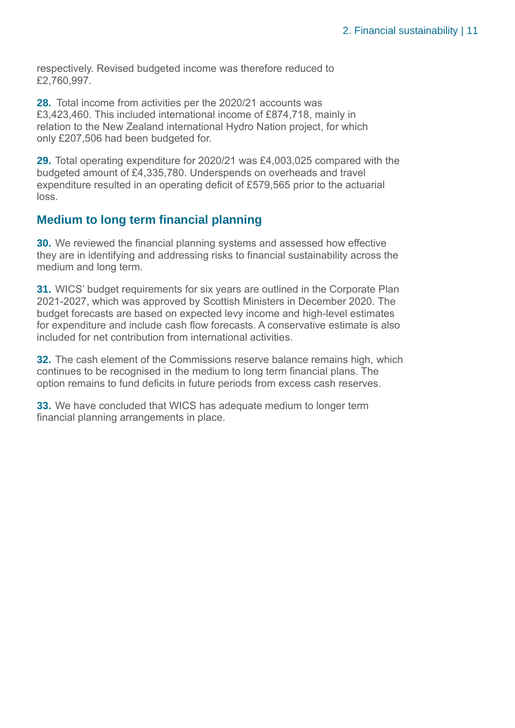respectively. Revised budgeted income was therefore reduced to £2,760,997.

**28.** Total income from activities per the 2020/21 accounts was £3,423,460. This included international income of £874,718, mainly in relation to the New Zealand international Hydro Nation project, for which only £207,506 had been budgeted for.

**29.** Total operating expenditure for 2020/21 was £4,003,025 compared with the budgeted amount of £4,335,780. Underspends on overheads and travel expenditure resulted in an operating deficit of £579,565 prior to the actuarial loss.

## Medium to long term financial planning

**30.** We reviewed the financial planning systems and assessed how effective they are in identifying and addressing risks to financial sustainability across the medium and long term.

**31.** WICS' budget requirements for six years are outlined in the Corporate Plan 2021-2027, which was approved by Scottish Ministers in December 2020. The budget forecasts are based on expected levy income and high-level estimates for expenditure and include cash flow forecasts. A conservative estimate is also included for net contribution from international activities.

**32.** The cash element of the Commissions reserve balance remains high, which continues to be recognised in the medium to long term financial plans. The option remains to fund deficits in future periods from excess cash reserves.

**33.** We have concluded that WICS has adequate medium to longer term financial planning arrangements in place.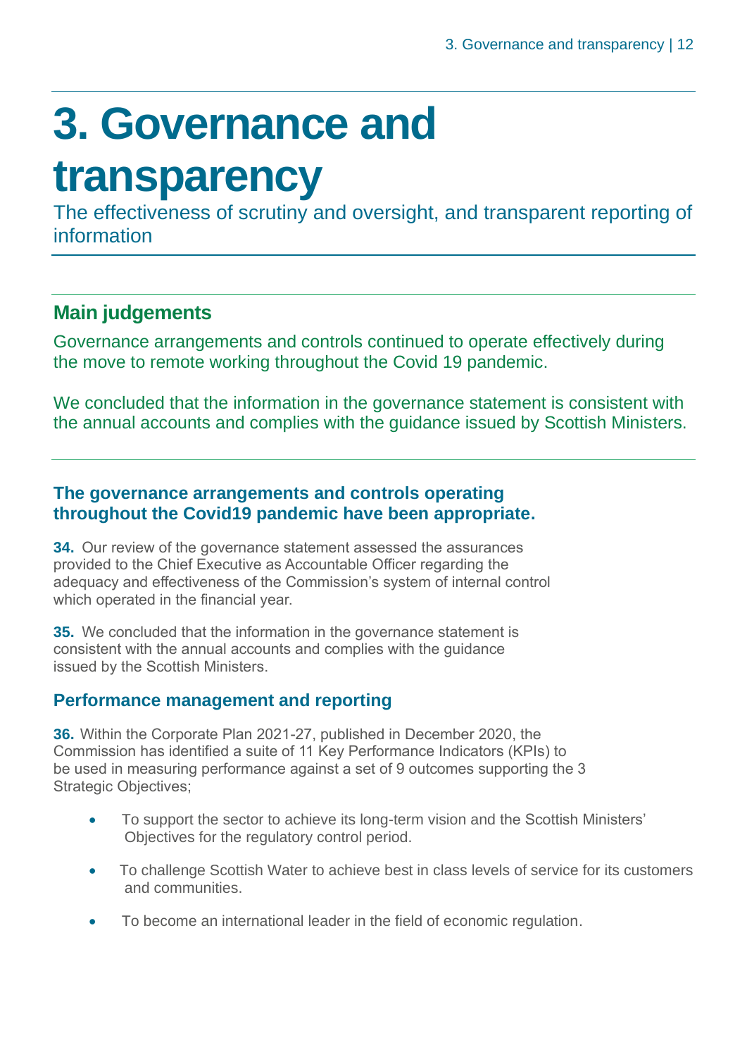# 3. Governance and transparency

The effectiveness of scrutiny and oversight, and transparent reporting of information

## Main judgements

Governance arrangements and controls continued to operate effectively during the move to remote working throughout the Covid 19 pandemic.

We concluded that the information in the governance statement is consistent with the annual accounts and complies with the guidance issued by Scottish Ministers.

### The governance arrangements and controls operating throughout the Covid19 pandemic have been appropriate.

**34.** Our review of the governance statement assessed the assurances provided to the Chief Executive as Accountable Officer regarding the adequacy and effectiveness of the Commission's system of internal control which operated in the financial year.

**35.** We concluded that the information in the governance statement is consistent with the annual accounts and complies with the guidance issued by the Scottish Ministers.

### Performance management and reporting

**36.** Within the Corporate Plan 2021-27, published in December 2020, the Commission has identified a suite of 11 Key Performance Indicators (KPIs) to be used in measuring performance against a set of 9 outcomes supporting the 3 Strategic Objectives;

- To support the sector to achieve its long-term vision and the Scottish Ministers' Objectives for the regulatory control period.
- To challenge Scottish Water to achieve best in class levels of service for its customers and communities.
- To become an international leader in the field of economic regulation.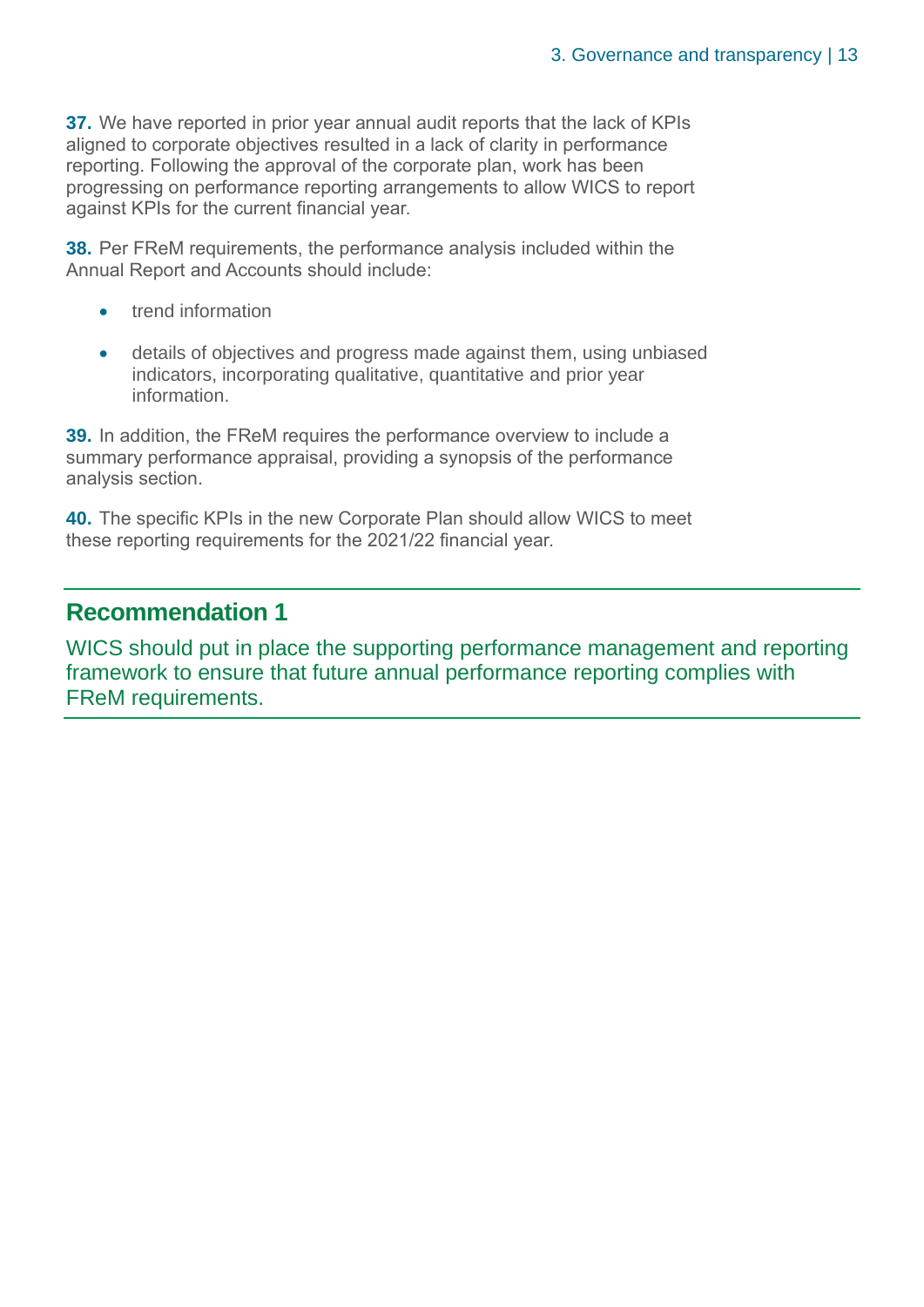**37.** We have reported in prior year annual audit reports that the lack of KPIs aligned to corporate objectives resulted in a lack of clarity in performance reporting. Following the approval of the corporate plan, work has been progressing on performance reporting arrangements to allow WICS to report against KPIs for the current financial year.

**38.** Per FReM requirements, the performance analysis included within the Annual Report and Accounts should include:

- trend information
- details of objectives and progress made against them, using unbiased indicators, incorporating qualitative, quantitative and prior year information.

**39.** In addition, the FReM requires the performance overview to include a summary performance appraisal, providing a synopsis of the performance analysis section.

**40.** The specific KPIs in the new Corporate Plan should allow WICS to meet these reporting requirements for the 2021/22 financial year.

## Recommendation 1

WICS should put in place the supporting performance management and reporting framework to ensure that future annual performance reporting complies with FReM requirements.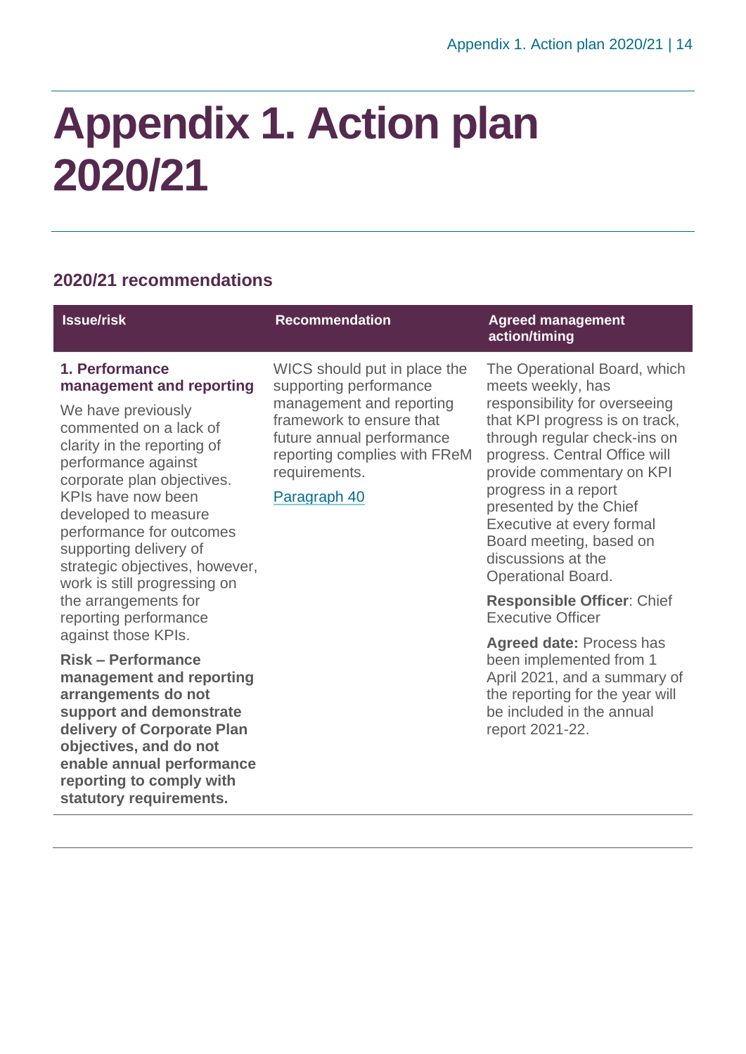# Appendix 1. Action plan 2020/21

## 2020/21 recommendations

| Issue/risk | Recommendation | Agreed management action/timing |
|---|---|---|
| **1. Performance management and reporting**<br><br>We have previously commented on a lack of clarity in the reporting of performance against corporate plan objectives. KPIs have now been developed to measure performance for outcomes supporting delivery of strategic objectives, however, work is still progressing on the arrangements for reporting performance against those KPIs.<br><br>**Risk – Performance management and reporting arrangements do not support and demonstrate delivery of Corporate Plan objectives, and do not enable annual performance reporting to comply with statutory requirements.** | WICS should put in place the supporting performance management and reporting framework to ensure that future annual performance reporting complies with FReM requirements.<br><br>Paragraph 40 | The Operational Board, which meets weekly, has responsibility for overseeing that KPI progress is on track, through regular check-ins on progress. Central Office will provide commentary on KPI progress in a report presented by the Chief Executive at every formal Board meeting, based on discussions at the Operational Board.<br><br>**Responsible Officer**: Chief Executive Officer<br><br>**Agreed date:** Process has been implemented from 1 April 2021, and a summary of the reporting for the year will be included in the annual report 2021-22. |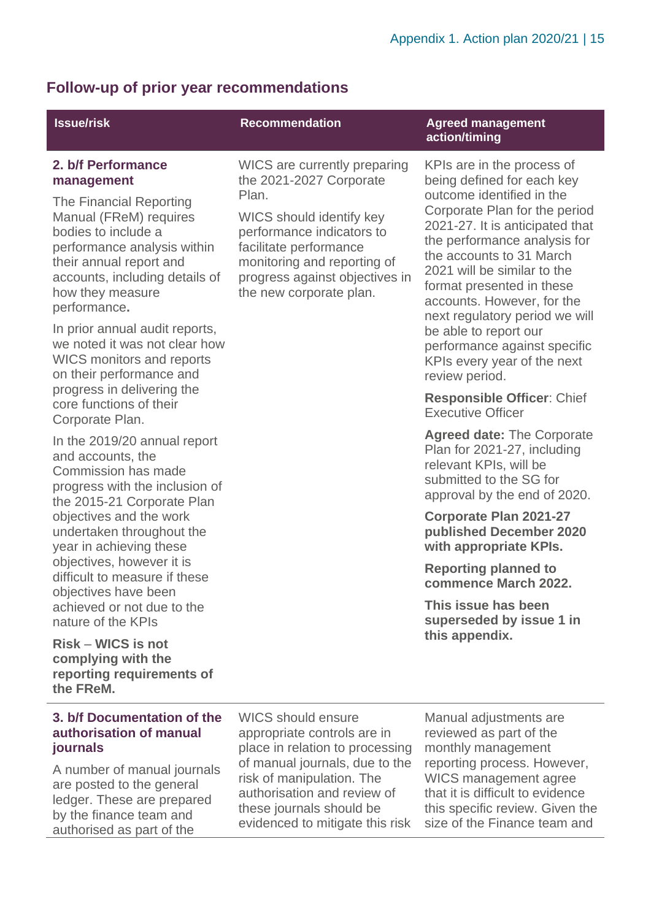## Follow-up of prior year recommendations

| Issue/risk | Recommendation | Agreed management action/timing |
|---|---|---|
| **2. b/f Performance management**<br><br>The Financial Reporting Manual (FReM) requires bodies to include a performance analysis within their annual report and accounts, including details of how they measure performance.<br><br>In prior annual audit reports, we noted it was not clear how WICS monitors and reports on their performance and progress in delivering the core functions of their Corporate Plan.<br><br>In the 2019/20 annual report and accounts, the Commission has made progress with the inclusion of the 2015-21 Corporate Plan objectives and the work undertaken throughout the year in achieving these objectives, however it is difficult to measure if these objectives have been achieved or not due to the nature of the KPIs<br><br>**Risk – WICS is not complying with the reporting requirements of the FReM.** | WICS are currently preparing the 2021-2027 Corporate Plan.<br><br>WICS should identify key performance indicators to facilitate performance monitoring and reporting of progress against objectives in the new corporate plan. | KPIs are in the process of being defined for each key outcome identified in the Corporate Plan for the period 2021-27. It is anticipated that the performance analysis for the accounts to 31 March 2021 will be similar to the format presented in these accounts. However, for the next regulatory period we will be able to report our performance against specific KPIs every year of the next review period.<br><br>**Responsible Officer**: Chief Executive Officer<br><br>**Agreed date:** The Corporate Plan for 2021-27, including relevant KPIs, will be submitted to the SG for approval by the end of 2020.<br><br>**Corporate Plan 2021-27 published December 2020 with appropriate KPIs.**<br><br>**Reporting planned to commence March 2022.**<br><br>**This issue has been superseded by issue 1 in this appendix.** |
| **3. b/f Documentation of the authorisation of manual journals**<br><br>A number of manual journals are posted to the general ledger. These are prepared by the finance team and authorised as part of the | WICS should ensure appropriate controls are in place in relation to processing of manual journals, due to the risk of manipulation. The authorisation and review of these journals should be evidenced to mitigate this risk | Manual adjustments are reviewed as part of the monthly management reporting process. However, WICS management agree that it is difficult to evidence this specific review. Given the size of the Finance team and |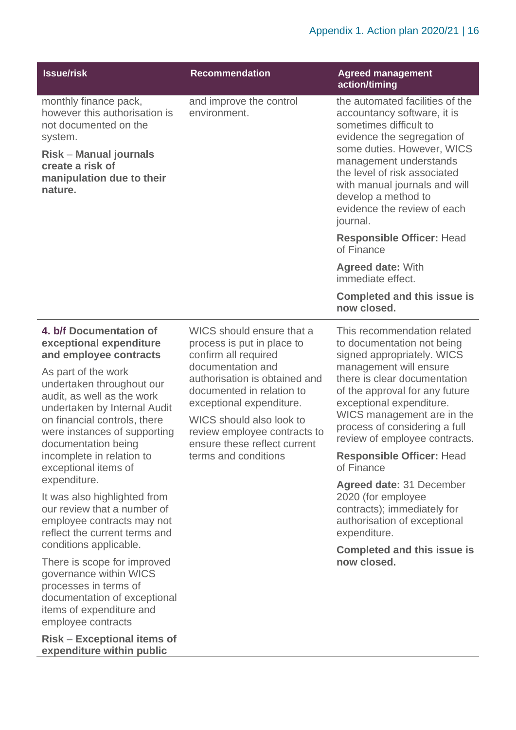| Issue/risk | Recommendation | Agreed management action/timing |
|---|---|---|
| monthly finance pack, however this authorisation is not documented on the system.<br><br>**Risk** – **Manual journals create a risk of manipulation due to their nature.** | and improve the control environment. | the automated facilities of the accountancy software, it is sometimes difficult to evidence the segregation of some duties. However, WICS management understands the level of risk associated with manual journals and will develop a method to evidence the review of each journal.<br><br>**Responsible Officer:** Head of Finance<br><br>**Agreed date:** With immediate effect.<br><br>**Completed and this issue is now closed.** |
| **4. b/f Documentation of exceptional expenditure and employee contracts**<br><br>As part of the work undertaken throughout our audit, as well as the work undertaken by Internal Audit on financial controls, there were instances of supporting documentation being incomplete in relation to exceptional items of expenditure.<br><br>It was also highlighted from our review that a number of employee contracts may not reflect the current terms and conditions applicable.<br><br>There is scope for improved governance within WICS processes in terms of documentation of exceptional items of expenditure and employee contracts<br><br>**Risk** – **Exceptional items of expenditure within public** | WICS should ensure that a process is put in place to confirm all required documentation and authorisation is obtained and documented in relation to exceptional expenditure.<br><br>WICS should also look to review employee contracts to ensure these reflect current terms and conditions | This recommendation related to documentation not being signed appropriately. WICS management will ensure there is clear documentation of the approval for any future exceptional expenditure. WICS management are in the process of considering a full review of employee contracts.<br><br>**Responsible Officer:** Head of Finance<br><br>**Agreed date:** 31 December 2020 (for employee contracts); immediately for authorisation of exceptional expenditure.<br><br>**Completed and this issue is now closed.** |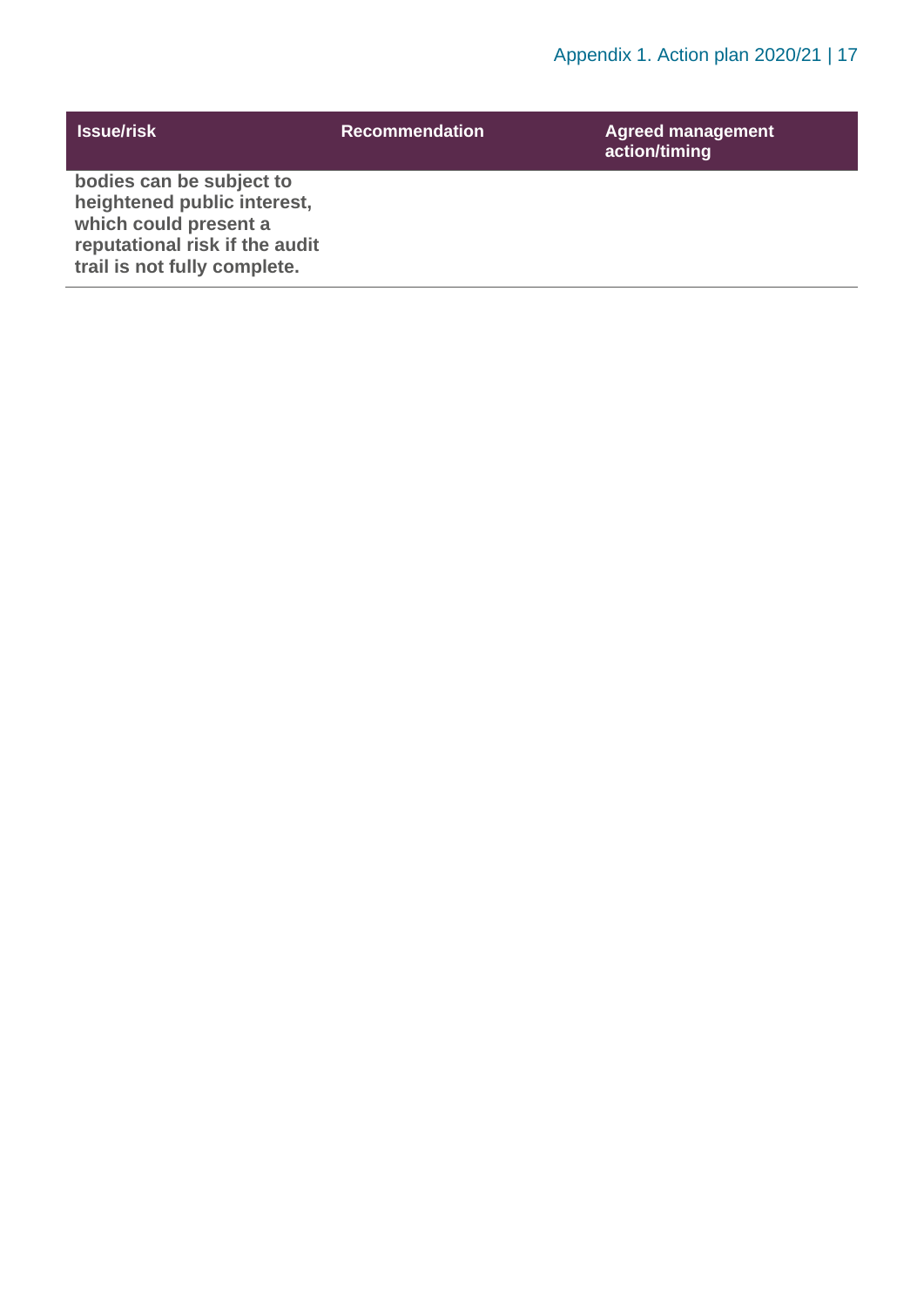| Issue/risk | Recommendation | Agreed management action/timing |
|---|---|---|
| **bodies can be subject to heightened public interest, which could present a reputational risk if the audit trail is not fully complete.** | | |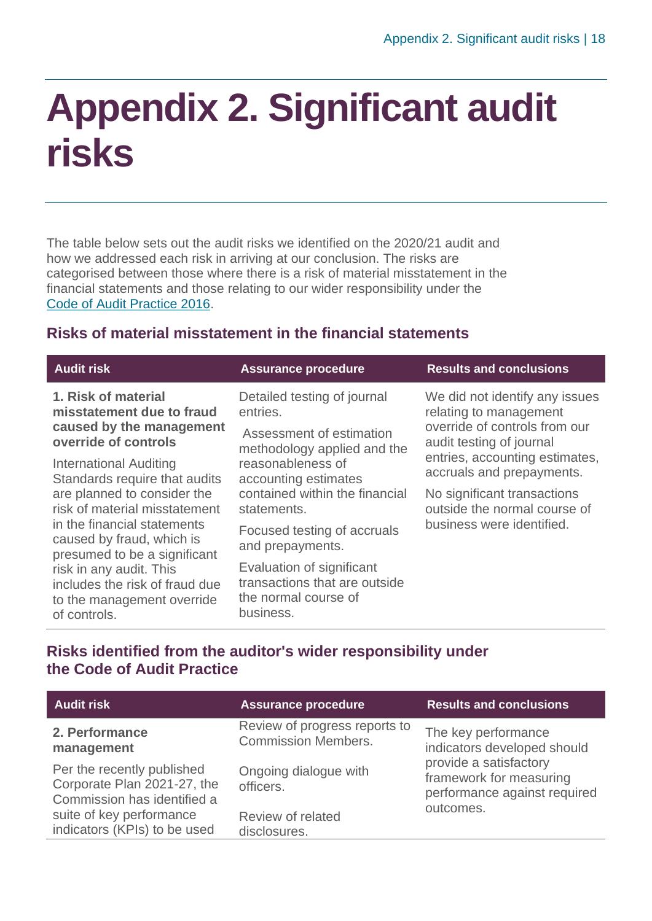# Appendix 2. Significant audit risks

The table below sets out the audit risks we identified on the 2020/21 audit and how we addressed each risk in arriving at our conclusion. The risks are categorised between those where there is a risk of material misstatement in the financial statements and those relating to our wider responsibility under the Code of Audit Practice 2016.

## Risks of material misstatement in the financial statements

| Audit risk | Assurance procedure | Results and conclusions |
| --- | --- | --- |
| **1. Risk of material misstatement due to fraud caused by the management override of controls**<br><br>International Auditing Standards require that audits are planned to consider the risk of material misstatement in the financial statements caused by fraud, which is presumed to be a significant risk in any audit. This includes the risk of fraud due to the management override of controls. | Detailed testing of journal entries.<br><br>Assessment of estimation methodology applied and the reasonableness of accounting estimates contained within the financial statements.<br><br>Focused testing of accruals and prepayments.<br><br>Evaluation of significant transactions that are outside the normal course of business. | We did not identify any issues relating to management override of controls from our audit testing of journal entries, accounting estimates, accruals and prepayments.<br><br>No significant transactions outside the normal course of business were identified. |

## Risks identified from the auditor's wider responsibility under the Code of Audit Practice

| Audit risk | Assurance procedure | Results and conclusions |
| --- | --- | --- |
| **2. Performance management**<br><br>Per the recently published Corporate Plan 2021-27, the Commission has identified a suite of key performance indicators (KPIs) to be used | Review of progress reports to Commission Members.<br><br>Ongoing dialogue with officers.<br><br>Review of related disclosures. | The key performance indicators developed should provide a satisfactory framework for measuring performance against required outcomes. |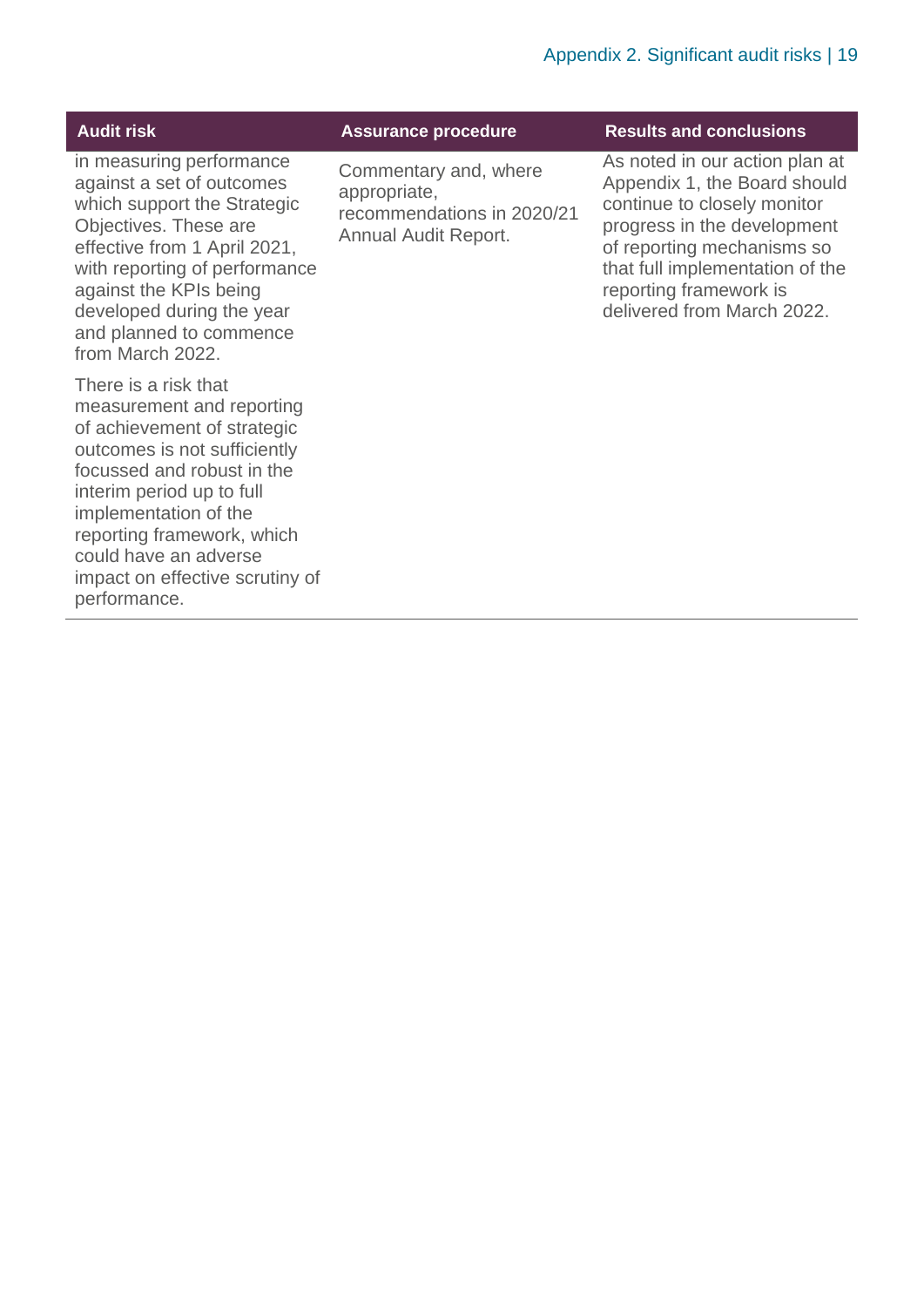| Audit risk | Assurance procedure | Results and conclusions |
| --- | --- | --- |
| in measuring performance against a set of outcomes which support the Strategic Objectives. These are effective from 1 April 2021, with reporting of performance against the KPIs being developed during the year and planned to commence from March 2022.<br><br>There is a risk that measurement and reporting of achievement of strategic outcomes is not sufficiently focussed and robust in the interim period up to full implementation of the reporting framework, which could have an adverse impact on effective scrutiny of performance. | Commentary and, where appropriate, recommendations in 2020/21 Annual Audit Report. | As noted in our action plan at Appendix 1, the Board should continue to closely monitor progress in the development of reporting mechanisms so that full implementation of the reporting framework is delivered from March 2022. |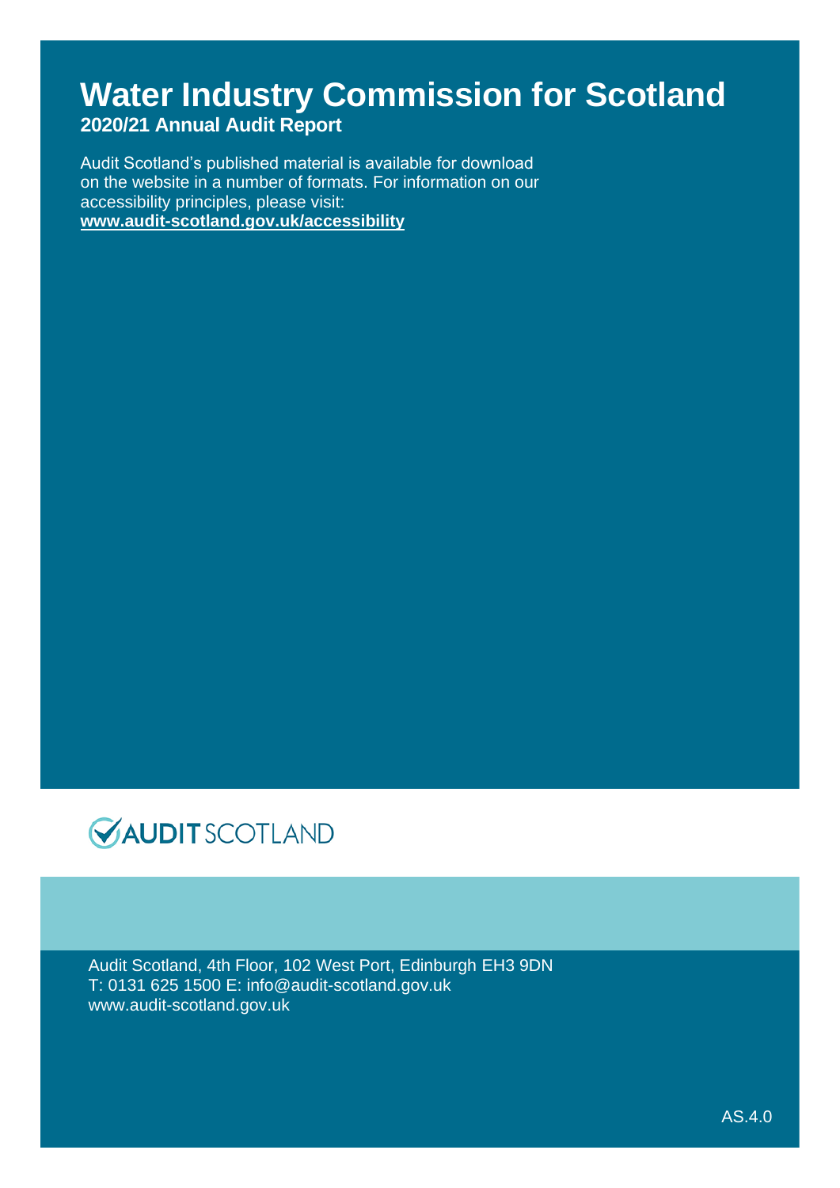# Water Industry Commission for Scotland

**2020/21 Annual Audit Report**

Audit Scotland's published material is available for download on the website in a number of formats. For information on our accessibility principles, please visit: **www.audit-scotland.gov.uk/accessibility**

AUDIT SCOTLAND

Audit Scotland, 4th Floor, 102 West Port, Edinburgh EH3 9DN
T: 0131 625 1500 E: info@audit-scotland.gov.uk
www.audit-scotland.gov.uk

AS.4.0